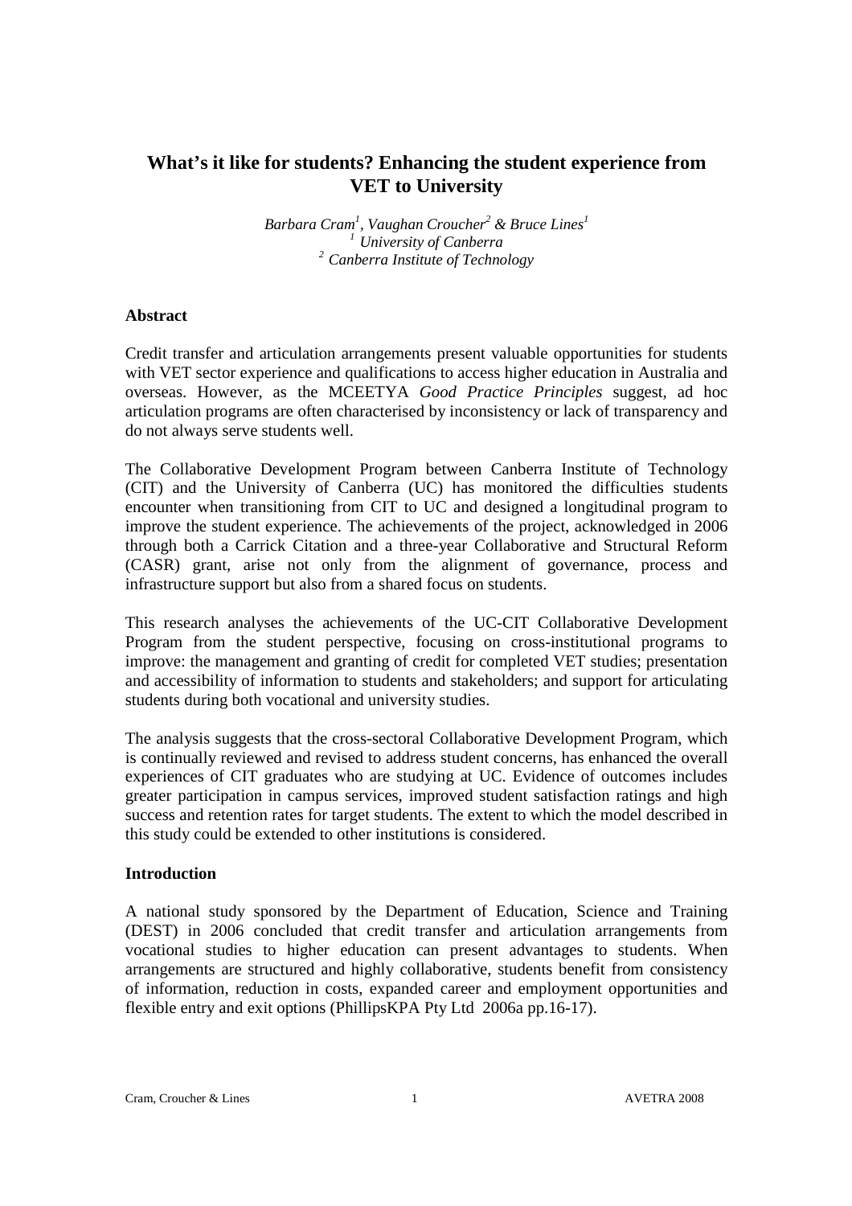# What's it like for students? Enhancing the student experience from VET to University

*Barbara Cram[1], Vaughan Croucher[2] & Bruce Lines[1]*
*[1] University of Canberra*
*[2] Canberra Institute of Technology*

## Abstract

Credit transfer and articulation arrangements present valuable opportunities for students with VET sector experience and qualifications to access higher education in Australia and overseas. However, as the MCEETYA *Good Practice Principles* suggest, ad hoc articulation programs are often characterised by inconsistency or lack of transparency and do not always serve students well.

The Collaborative Development Program between Canberra Institute of Technology (CIT) and the University of Canberra (UC) has monitored the difficulties students encounter when transitioning from CIT to UC and designed a longitudinal program to improve the student experience. The achievements of the project, acknowledged in 2006 through both a Carrick Citation and a three-year Collaborative and Structural Reform (CASR) grant, arise not only from the alignment of governance, process and infrastructure support but also from a shared focus on students.

This research analyses the achievements of the UC-CIT Collaborative Development Program from the student perspective, focusing on cross-institutional programs to improve: the management and granting of credit for completed VET studies; presentation and accessibility of information to students and stakeholders; and support for articulating students during both vocational and university studies.

The analysis suggests that the cross-sectoral Collaborative Development Program, which is continually reviewed and revised to address student concerns, has enhanced the overall experiences of CIT graduates who are studying at UC. Evidence of outcomes includes greater participation in campus services, improved student satisfaction ratings and high success and retention rates for target students. The extent to which the model described in this study could be extended to other institutions is considered.

## Introduction

A national study sponsored by the Department of Education, Science and Training (DEST) in 2006 concluded that credit transfer and articulation arrangements from vocational studies to higher education can present advantages to students. When arrangements are structured and highly collaborative, students benefit from consistency of information, reduction in costs, expanded career and employment opportunities and flexible entry and exit options (PhillipsKPA Pty Ltd 2006a pp.16-17).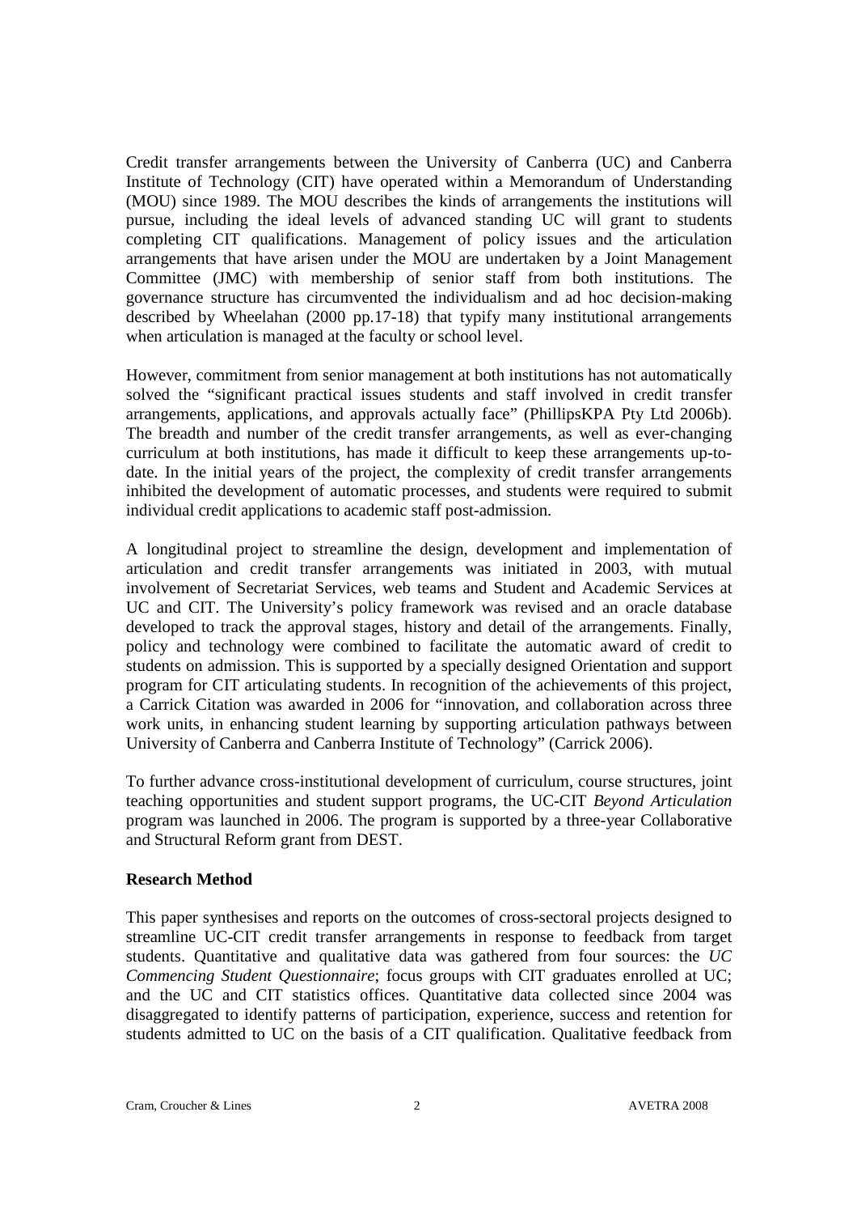Credit transfer arrangements between the University of Canberra (UC) and Canberra Institute of Technology (CIT) have operated within a Memorandum of Understanding (MOU) since 1989. The MOU describes the kinds of arrangements the institutions will pursue, including the ideal levels of advanced standing UC will grant to students completing CIT qualifications. Management of policy issues and the articulation arrangements that have arisen under the MOU are undertaken by a Joint Management Committee (JMC) with membership of senior staff from both institutions. The governance structure has circumvented the individualism and ad hoc decision-making described by Wheelahan (2000 pp.17-18) that typify many institutional arrangements when articulation is managed at the faculty or school level.

However, commitment from senior management at both institutions has not automatically solved the "significant practical issues students and staff involved in credit transfer arrangements, applications, and approvals actually face" (PhillipsKPA Pty Ltd 2006b). The breadth and number of the credit transfer arrangements, as well as ever-changing curriculum at both institutions, has made it difficult to keep these arrangements up-to-date. In the initial years of the project, the complexity of credit transfer arrangements inhibited the development of automatic processes, and students were required to submit individual credit applications to academic staff post-admission.

A longitudinal project to streamline the design, development and implementation of articulation and credit transfer arrangements was initiated in 2003, with mutual involvement of Secretariat Services, web teams and Student and Academic Services at UC and CIT. The University's policy framework was revised and an oracle database developed to track the approval stages, history and detail of the arrangements. Finally, policy and technology were combined to facilitate the automatic award of credit to students on admission. This is supported by a specially designed Orientation and support program for CIT articulating students. In recognition of the achievements of this project, a Carrick Citation was awarded in 2006 for "innovation, and collaboration across three work units, in enhancing student learning by supporting articulation pathways between University of Canberra and Canberra Institute of Technology" (Carrick 2006).

To further advance cross-institutional development of curriculum, course structures, joint teaching opportunities and student support programs, the UC-CIT *Beyond Articulation* program was launched in 2006. The program is supported by a three-year Collaborative and Structural Reform grant from DEST.

**Research Method**

This paper synthesises and reports on the outcomes of cross-sectoral projects designed to streamline UC-CIT credit transfer arrangements in response to feedback from target students. Quantitative and qualitative data was gathered from four sources: the *UC Commencing Student Questionnaire*; focus groups with CIT graduates enrolled at UC; and the UC and CIT statistics offices. Quantitative data collected since 2004 was disaggregated to identify patterns of participation, experience, success and retention for students admitted to UC on the basis of a CIT qualification. Qualitative feedback from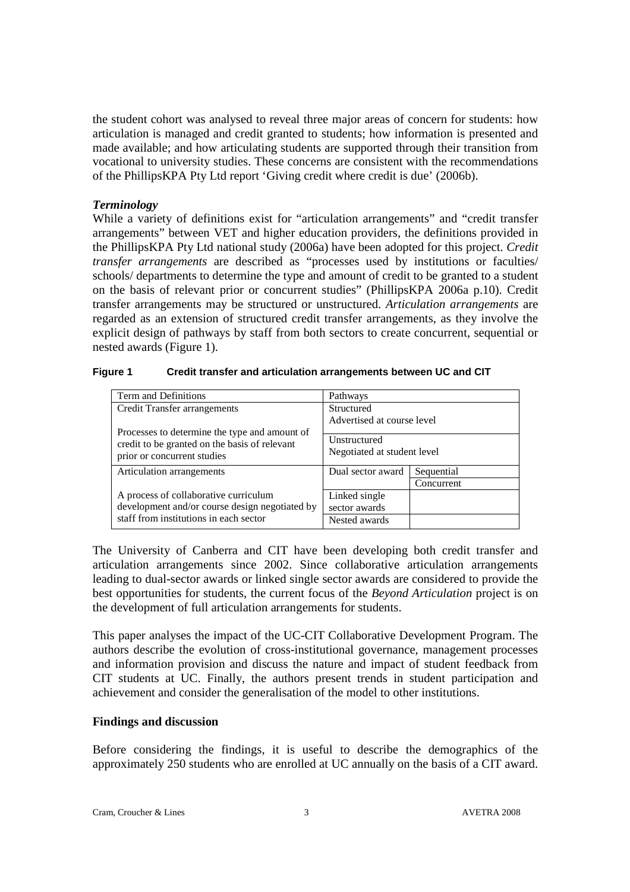the student cohort was analysed to reveal three major areas of concern for students: how articulation is managed and credit granted to students; how information is presented and made available; and how articulating students are supported through their transition from vocational to university studies. These concerns are consistent with the recommendations of the PhillipsKPA Pty Ltd report 'Giving credit where credit is due' (2006b).

### *Terminology*

While a variety of definitions exist for "articulation arrangements" and "credit transfer arrangements" between VET and higher education providers, the definitions provided in the PhillipsKPA Pty Ltd national study (2006a) have been adopted for this project. *Credit transfer arrangements* are described as "processes used by institutions or faculties/ schools/ departments to determine the type and amount of credit to be granted to a student on the basis of relevant prior or concurrent studies" (PhillipsKPA 2006a p.10). Credit transfer arrangements may be structured or unstructured. *Articulation arrangements* are regarded as an extension of structured credit transfer arrangements, as they involve the explicit design of pathways by staff from both sectors to create concurrent, sequential or nested awards (Figure 1).

**Figure 1 Credit transfer and articulation arrangements between UC and CIT**

| Term and Definitions | Pathways | |
|---|---|---|
| Credit Transfer arrangements<br><br>Processes to determine the type and amount of credit to be granted on the basis of relevant prior or concurrent studies | Structured<br>Advertised at course level | |
| | Unstructured<br>Negotiated at student level | |
| Articulation arrangements<br><br>A process of collaborative curriculum development and/or course design negotiated by staff from institutions in each sector | Dual sector award | Sequential |
| | | Concurrent |
| | Linked single sector awards | |
| | Nested awards | |

The University of Canberra and CIT have been developing both credit transfer and articulation arrangements since 2002. Since collaborative articulation arrangements leading to dual-sector awards or linked single sector awards are considered to provide the best opportunities for students, the current focus of the *Beyond Articulation* project is on the development of full articulation arrangements for students.

This paper analyses the impact of the UC-CIT Collaborative Development Program. The authors describe the evolution of cross-institutional governance, management processes and information provision and discuss the nature and impact of student feedback from CIT students at UC. Finally, the authors present trends in student participation and achievement and consider the generalisation of the model to other institutions.

## Findings and discussion

Before considering the findings, it is useful to describe the demographics of the approximately 250 students who are enrolled at UC annually on the basis of a CIT award.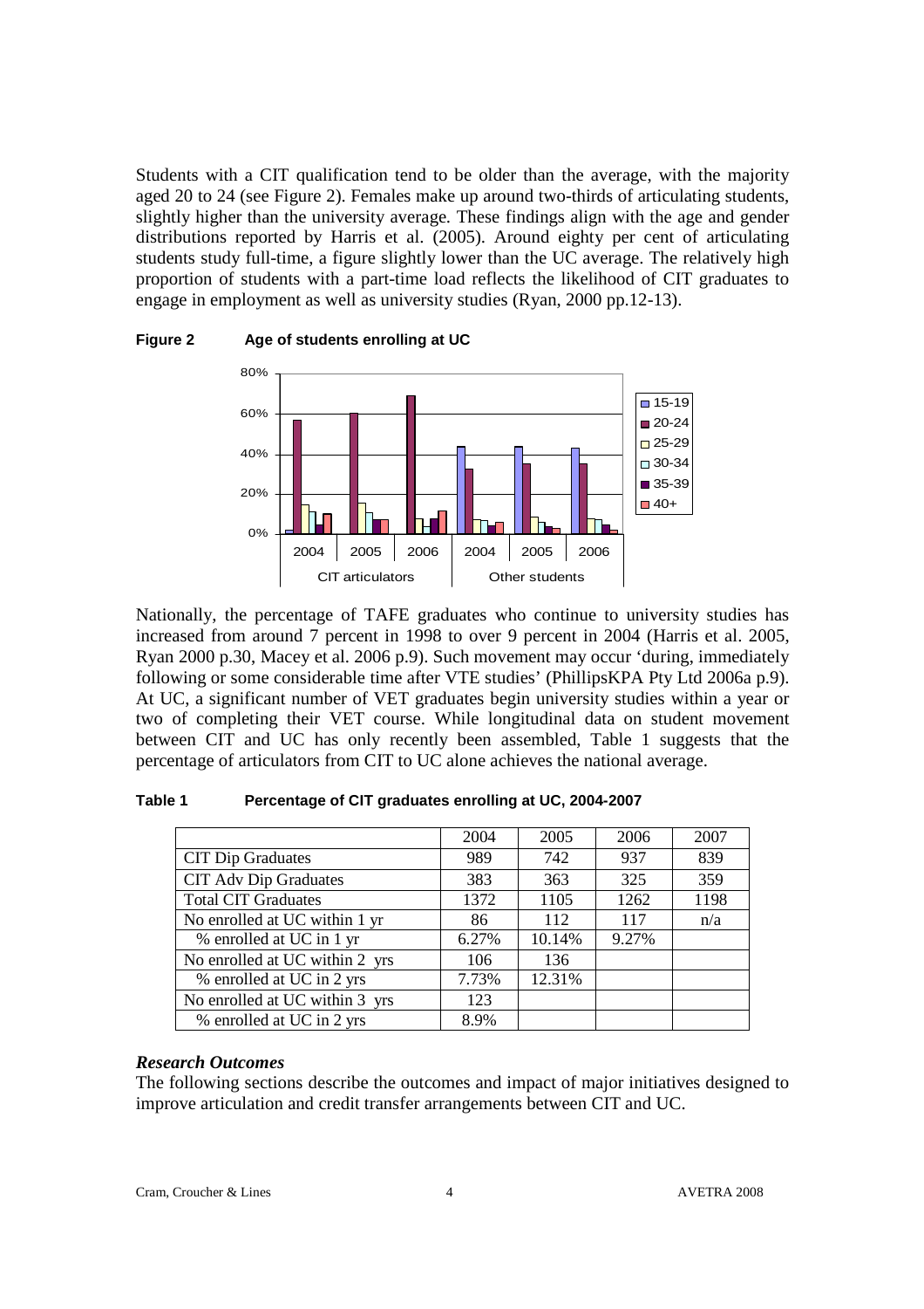Students with a CIT qualification tend to be older than the average, with the majority aged 20 to 24 (see Figure 2). Females make up around two-thirds of articulating students, slightly higher than the university average. These findings align with the age and gender distributions reported by Harris et al. (2005). Around eighty per cent of articulating students study full-time, a figure slightly lower than the UC average. The relatively high proportion of students with a part-time load reflects the likelihood of CIT graduates to engage in employment as well as university studies (Ryan, 2000 pp.12-13).

**Figure 2 Age of students enrolling at UC**

Nationally, the percentage of TAFE graduates who continue to university studies has increased from around 7 percent in 1998 to over 9 percent in 2004 (Harris et al. 2005, Ryan 2000 p.30, Macey et al. 2006 p.9). Such movement may occur 'during, immediately following or some considerable time after VTE studies' (PhillipsKPA Pty Ltd 2006a p.9). At UC, a significant number of VET graduates begin university studies within a year or two of completing their VET course. While longitudinal data on student movement between CIT and UC has only recently been assembled, Table 1 suggests that the percentage of articulators from CIT to UC alone achieves the national average.

**Table 1 Percentage of CIT graduates enrolling at UC, 2004-2007**

| | 2004 | 2005 | 2006 | 2007 |
|---|---|---|---|---|
| CIT Dip Graduates | 989 | 742 | 937 | 839 |
| CIT Adv Dip Graduates | 383 | 363 | 325 | 359 |
| Total CIT Graduates | 1372 | 1105 | 1262 | 1198 |
| No enrolled at UC within 1 yr | 86 | 112 | 117 | n/a |
| % enrolled at UC in 1 yr | 6.27% | 10.14% | 9.27% | |
| No enrolled at UC within 2 yrs | 106 | 136 | | |
| % enrolled at UC in 2 yrs | 7.73% | 12.31% | | |
| No enrolled at UC within 3 yrs | 123 | | | |
| % enrolled at UC in 2 yrs | 8.9% | | | |

### *Research Outcomes*

The following sections describe the outcomes and impact of major initiatives designed to improve articulation and credit transfer arrangements between CIT and UC.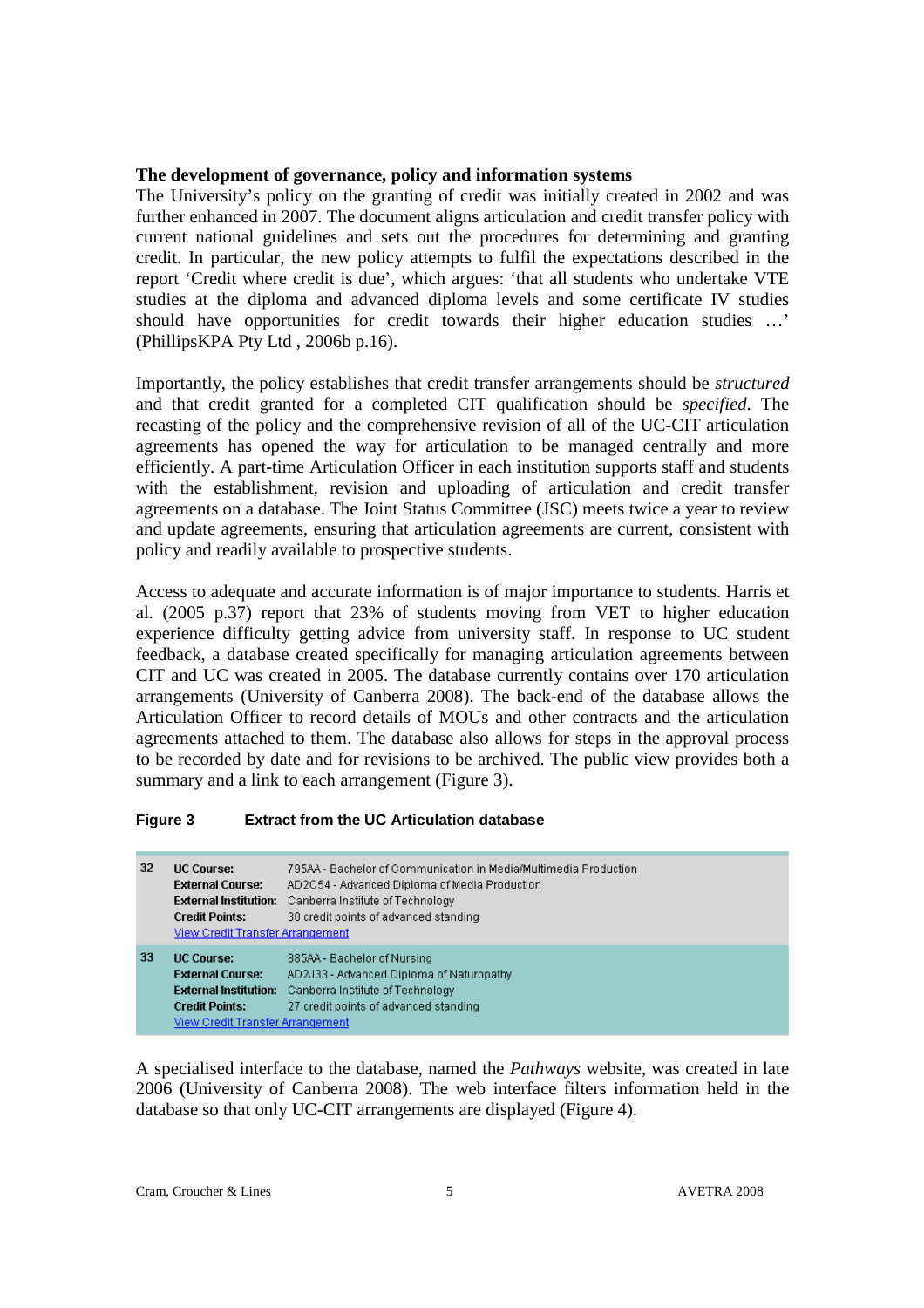**The development of governance, policy and information systems**

The University's policy on the granting of credit was initially created in 2002 and was further enhanced in 2007. The document aligns articulation and credit transfer policy with current national guidelines and sets out the procedures for determining and granting credit. In particular, the new policy attempts to fulfil the expectations described in the report 'Credit where credit is due', which argues: 'that all students who undertake VTE studies at the diploma and advanced diploma levels and some certificate IV studies should have opportunities for credit towards their higher education studies …' (PhillipsKPA Pty Ltd , 2006b p.16).

Importantly, the policy establishes that credit transfer arrangements should be *structured* and that credit granted for a completed CIT qualification should be *specified*. The recasting of the policy and the comprehensive revision of all of the UC-CIT articulation agreements has opened the way for articulation to be managed centrally and more efficiently. A part-time Articulation Officer in each institution supports staff and students with the establishment, revision and uploading of articulation and credit transfer agreements on a database. The Joint Status Committee (JSC) meets twice a year to review and update agreements, ensuring that articulation agreements are current, consistent with policy and readily available to prospective students.

Access to adequate and accurate information is of major importance to students. Harris et al. (2005 p.37) report that 23% of students moving from VET to higher education experience difficulty getting advice from university staff. In response to UC student feedback, a database created specifically for managing articulation agreements between CIT and UC was created in 2005. The database currently contains over 170 articulation arrangements (University of Canberra 2008). The back-end of the database allows the Articulation Officer to record details of MOUs and other contracts and the articulation agreements attached to them. The database also allows for steps in the approval process to be recorded by date and for revisions to be archived. The public view provides both a summary and a link to each arrangement (Figure 3).

**Figure 3 Extract from the UC Articulation database**

| | | |
|---|---|---|
| 32 | **UC Course:** | 795AA - Bachelor of Communication in Media/Multimedia Production |
| | **External Course:** | AD2C54 - Advanced Diploma of Media Production |
| | **External Institution:** | Canberra Institute of Technology |
| | **Credit Points:** | 30 credit points of advanced standing |
| | View Credit Transfer Arrangement | |
| 33 | **UC Course:** | 885AA - Bachelor of Nursing |
| | **External Course:** | AD2J33 - Advanced Diploma of Naturopathy |
| | **External Institution:** | Canberra Institute of Technology |
| | **Credit Points:** | 27 credit points of advanced standing |
| | View Credit Transfer Arrangement | |

A specialised interface to the database, named the *Pathways* website, was created in late 2006 (University of Canberra 2008). The web interface filters information held in the database so that only UC-CIT arrangements are displayed (Figure 4).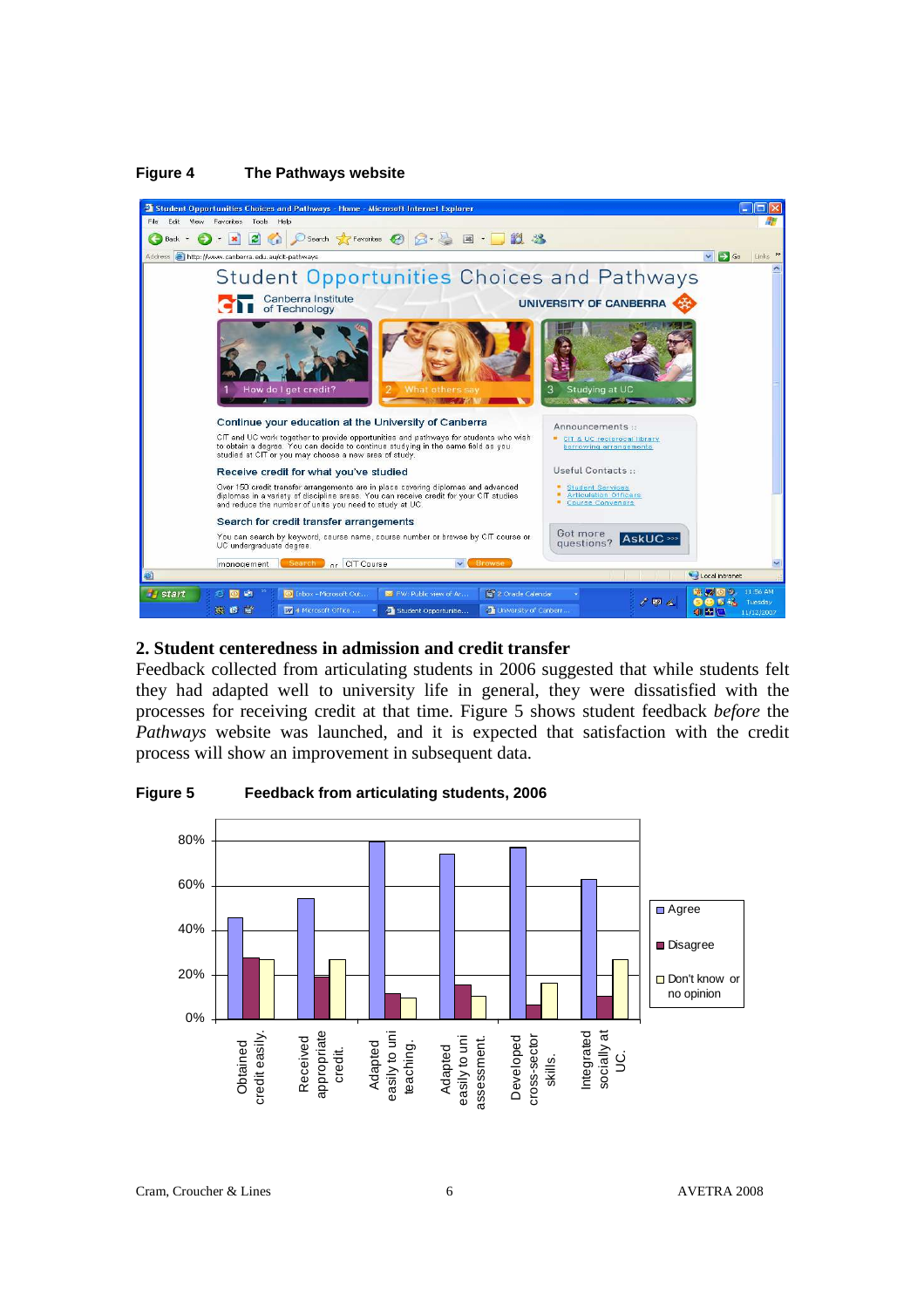**Figure 4 The Pathways website**

## 2. Student centeredness in admission and credit transfer

Feedback collected from articulating students in 2006 suggested that while students felt they had adapted well to university life in general, they were dissatisfied with the processes for receiving credit at that time. Figure 5 shows student feedback *before* the *Pathways* website was launched, and it is expected that satisfaction with the credit process will show an improvement in subsequent data.

**Figure 5 Feedback from articulating students, 2006**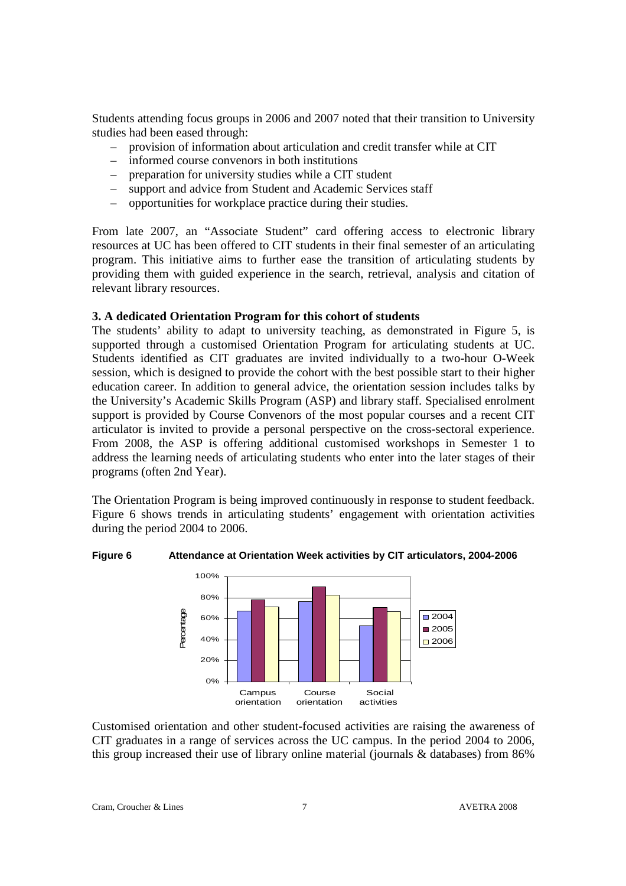Students attending focus groups in 2006 and 2007 noted that their transition to University studies had been eased through:

- provision of information about articulation and credit transfer while at CIT
- informed course convenors in both institutions
- preparation for university studies while a CIT student
- support and advice from Student and Academic Services staff
- opportunities for workplace practice during their studies.

From late 2007, an "Associate Student" card offering access to electronic library resources at UC has been offered to CIT students in their final semester of an articulating program. This initiative aims to further ease the transition of articulating students by providing them with guided experience in the search, retrieval, analysis and citation of relevant library resources.

**3. A dedicated Orientation Program for this cohort of students**

The students' ability to adapt to university teaching, as demonstrated in Figure 5, is supported through a customised Orientation Program for articulating students at UC. Students identified as CIT graduates are invited individually to a two-hour O-Week session, which is designed to provide the cohort with the best possible start to their higher education career. In addition to general advice, the orientation session includes talks by the University's Academic Skills Program (ASP) and library staff. Specialised enrolment support is provided by Course Convenors of the most popular courses and a recent CIT articulator is invited to provide a personal perspective on the cross-sectoral experience. From 2008, the ASP is offering additional customised workshops in Semester 1 to address the learning needs of articulating students who enter into the later stages of their programs (often 2nd Year).

The Orientation Program is being improved continuously in response to student feedback. Figure 6 shows trends in articulating students' engagement with orientation activities during the period 2004 to 2006.

**Figure 6 Attendance at Orientation Week activities by CIT articulators, 2004-2006**

Customised orientation and other student-focused activities are raising the awareness of CIT graduates in a range of services across the UC campus. In the period 2004 to 2006, this group increased their use of library online material (journals & databases) from 86%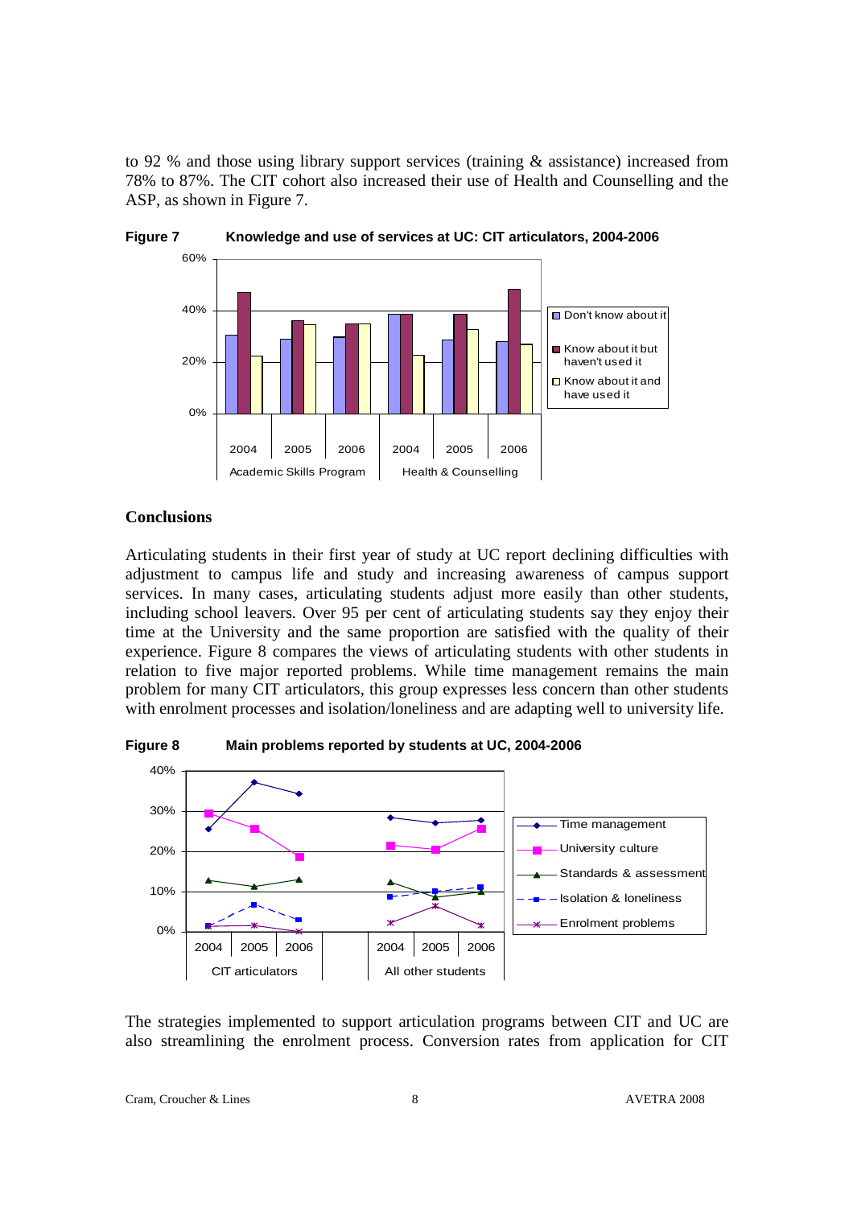to 92 % and those using library support services (training & assistance) increased from 78% to 87%. The CIT cohort also increased their use of Health and Counselling and the ASP, as shown in Figure 7.

**Figure 7 Knowledge and use of services at UC: CIT articulators, 2004-2006**

**Conclusions**

Articulating students in their first year of study at UC report declining difficulties with adjustment to campus life and study and increasing awareness of campus support services. In many cases, articulating students adjust more easily than other students, including school leavers. Over 95 per cent of articulating students say they enjoy their time at the University and the same proportion are satisfied with the quality of their experience. Figure 8 compares the views of articulating students with other students in relation to five major reported problems. While time management remains the main problem for many CIT articulators, this group expresses less concern than other students with enrolment processes and isolation/loneliness and are adapting well to university life.

**Figure 8 Main problems reported by students at UC, 2004-2006**

The strategies implemented to support articulation programs between CIT and UC are also streamlining the enrolment process. Conversion rates from application for CIT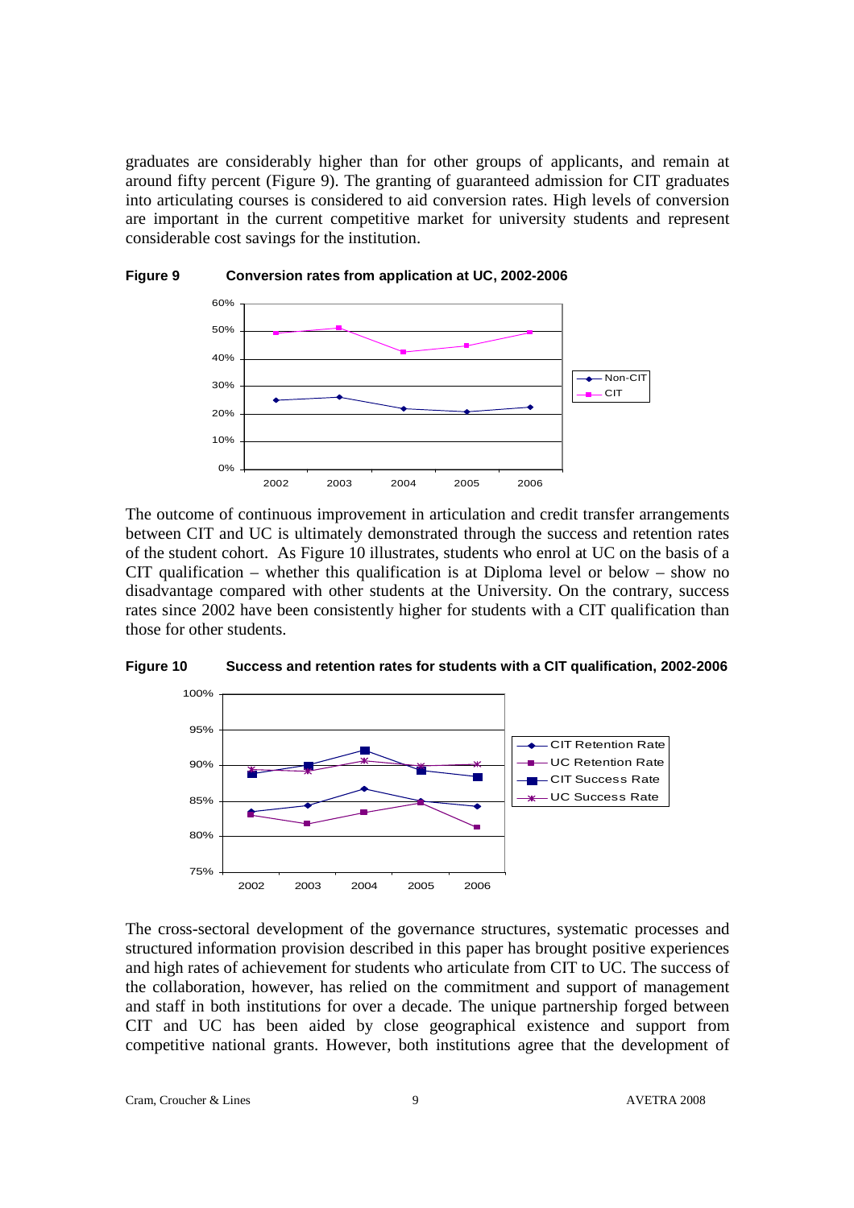graduates are considerably higher than for other groups of applicants, and remain at around fifty percent (Figure 9). The granting of guaranteed admission for CIT graduates into articulating courses is considered to aid conversion rates. High levels of conversion are important in the current competitive market for university students and represent considerable cost savings for the institution.

**Figure 9 Conversion rates from application at UC, 2002-2006**

The outcome of continuous improvement in articulation and credit transfer arrangements between CIT and UC is ultimately demonstrated through the success and retention rates of the student cohort. As Figure 10 illustrates, students who enrol at UC on the basis of a CIT qualification – whether this qualification is at Diploma level or below – show no disadvantage compared with other students at the University. On the contrary, success rates since 2002 have been consistently higher for students with a CIT qualification than those for other students.

**Figure 10 Success and retention rates for students with a CIT qualification, 2002-2006**

The cross-sectoral development of the governance structures, systematic processes and structured information provision described in this paper has brought positive experiences and high rates of achievement for students who articulate from CIT to UC. The success of the collaboration, however, has relied on the commitment and support of management and staff in both institutions for over a decade. The unique partnership forged between CIT and UC has been aided by close geographical existence and support from competitive national grants. However, both institutions agree that the development of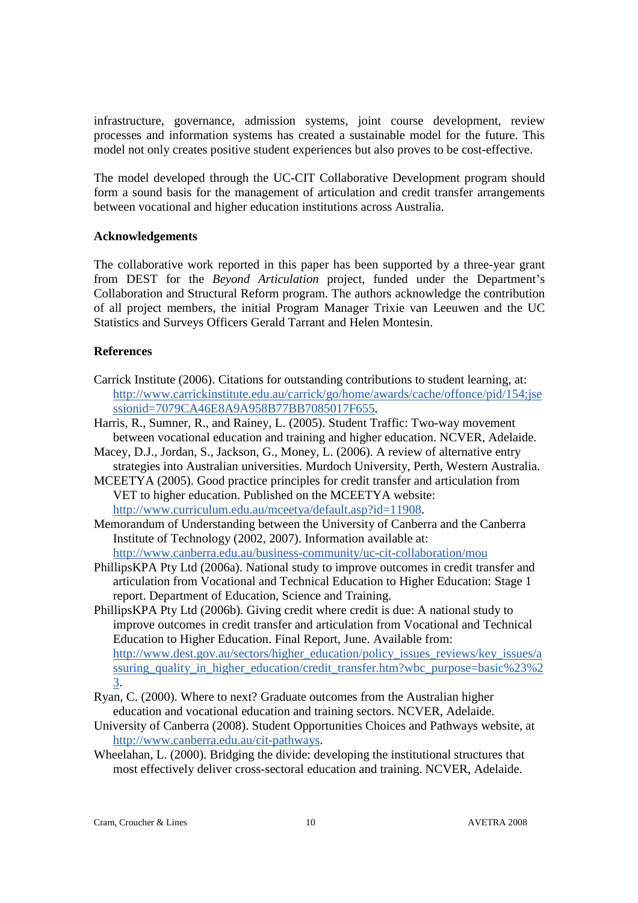infrastructure, governance, admission systems, joint course development, review processes and information systems has created a sustainable model for the future. This model not only creates positive student experiences but also proves to be cost-effective.

The model developed through the UC-CIT Collaborative Development program should form a sound basis for the management of articulation and credit transfer arrangements between vocational and higher education institutions across Australia.

**Acknowledgements**

The collaborative work reported in this paper has been supported by a three-year grant from DEST for the *Beyond Articulation* project, funded under the Department's Collaboration and Structural Reform program. The authors acknowledge the contribution of all project members, the initial Program Manager Trixie van Leeuwen and the UC Statistics and Surveys Officers Gerald Tarrant and Helen Montesin.

**References**

Carrick Institute (2006). Citations for outstanding contributions to student learning, at: http://www.carrickinstitute.edu.au/carrick/go/home/awards/cache/offonce/pid/154;jsessionid=7079CA46E8A9A958B77BB7085017F655.

Harris, R., Sumner, R., and Rainey, L. (2005). Student Traffic: Two-way movement between vocational education and training and higher education. NCVER, Adelaide.

Macey, D.J., Jordan, S., Jackson, G., Money, L. (2006). A review of alternative entry strategies into Australian universities. Murdoch University, Perth, Western Australia.

MCEETYA (2005). Good practice principles for credit transfer and articulation from VET to higher education. Published on the MCEETYA website: http://www.curriculum.edu.au/mceetya/default.asp?id=11908.

Memorandum of Understanding between the University of Canberra and the Canberra Institute of Technology (2002, 2007). Information available at: http://www.canberra.edu.au/business-community/uc-cit-collaboration/mou

PhillipsKPA Pty Ltd (2006a). National study to improve outcomes in credit transfer and articulation from Vocational and Technical Education to Higher Education: Stage 1 report. Department of Education, Science and Training.

PhillipsKPA Pty Ltd (2006b). Giving credit where credit is due: A national study to improve outcomes in credit transfer and articulation from Vocational and Technical Education to Higher Education. Final Report, June. Available from: http://www.dest.gov.au/sectors/higher_education/policy_issues_reviews/key_issues/assuring_quality_in_higher_education/credit_transfer.htm?wbc_purpose=basic%23%23.

Ryan, C. (2000). Where to next? Graduate outcomes from the Australian higher education and vocational education and training sectors. NCVER, Adelaide.

University of Canberra (2008). Student Opportunities Choices and Pathways website, at http://www.canberra.edu.au/cit-pathways.

Wheelahan, L. (2000). Bridging the divide: developing the institutional structures that most effectively deliver cross-sectoral education and training. NCVER, Adelaide.